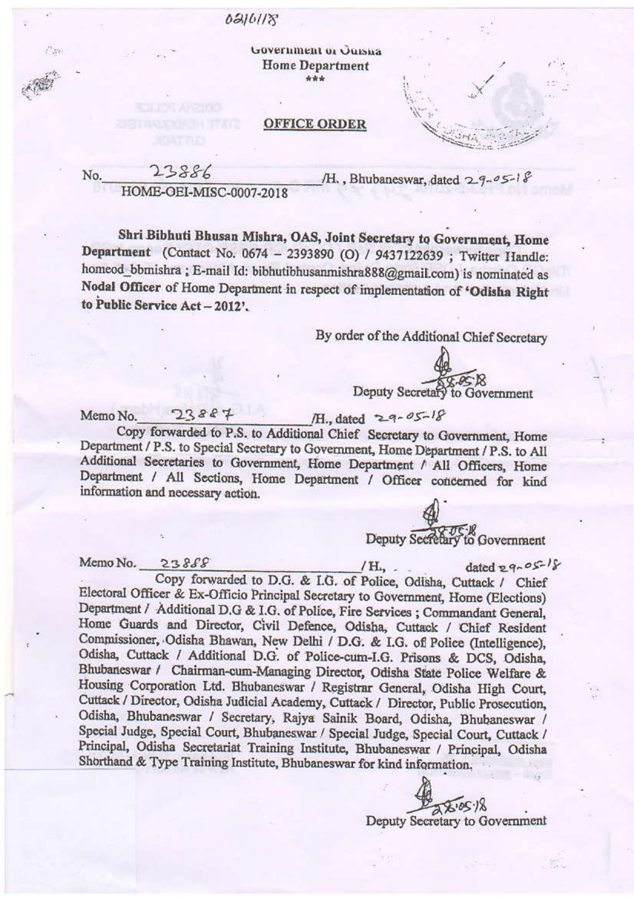02/6/18

Government of Odisha
Home Department
\*\*\*

**OFFICE ORDER**

No. 23886 /H., Bhubaneswar, dated 29-05-18
HOME-OEI-MISC-0007-2018

**Shri Bibhuti Bhusan Mishra, OAS, Joint Secretary to Government, Home Department** (Contact No. 0674 – 2393890 (O) / 9437122639 ; Twitter Handle: homeod_bbmishra ; E-mail Id: bibhutibhusanmishra888@gmail.com) is nominated as **Nodal Officer** of Home Department in respect of implementation of **'Odisha Right to Public Service Act – 2012'**.

By order of the Additional Chief Secretary

28.05.18
Deputy Secretary to Government

Memo No. 23887 /H., dated 29-05-18

Copy forwarded to P.S. to Additional Chief Secretary to Government, Home Department / P.S. to Special Secretary to Government, Home Department / P.S. to All Additional Secretaries to Government, Home Department / All Officers, Home Department / All Sections, Home Department / Officer concerned for kind information and necessary action.

28-05-18
Deputy Secretary to Government

Memo No. 23888 /H., dated 29-05-18

Copy forwarded to D.G. & I.G. of Police, Odisha, Cuttack / Chief Electoral Officer & Ex-Officio Principal Secretary to Government, Home (Elections) Department / Additional D.G & I.G. of Police, Fire Services ; Commandant General, Home Guards and Director, Civil Defence, Odisha, Cuttack / Chief Resident Commissioner, Odisha Bhawan, New Delhi / D.G. & I.G. of Police (Intelligence), Odisha, Cuttack / Additional D.G. of Police-cum-I.G. Prisons & DCS, Odisha, Bhubaneswar / Chairman-cum-Managing Director, Odisha State Police Welfare & Housing Corporation Ltd. Bhubaneswar / Registrar General, Odisha High Court, Cuttack / Director, Odisha Judicial Academy, Cuttack / Director, Public Prosecution, Odisha, Bhubaneswar / Secretary, Rajya Sainik Board, Odisha, Bhubaneswar / Special Judge, Special Court, Bhubaneswar / Special Judge, Special Court, Cuttack / Principal, Odisha Secretariat Training Institute, Bhubaneswar / Principal, Odisha Shorthand & Type Training Institute, Bhubaneswar for kind information.

28.05.18
Deputy Secretary to Government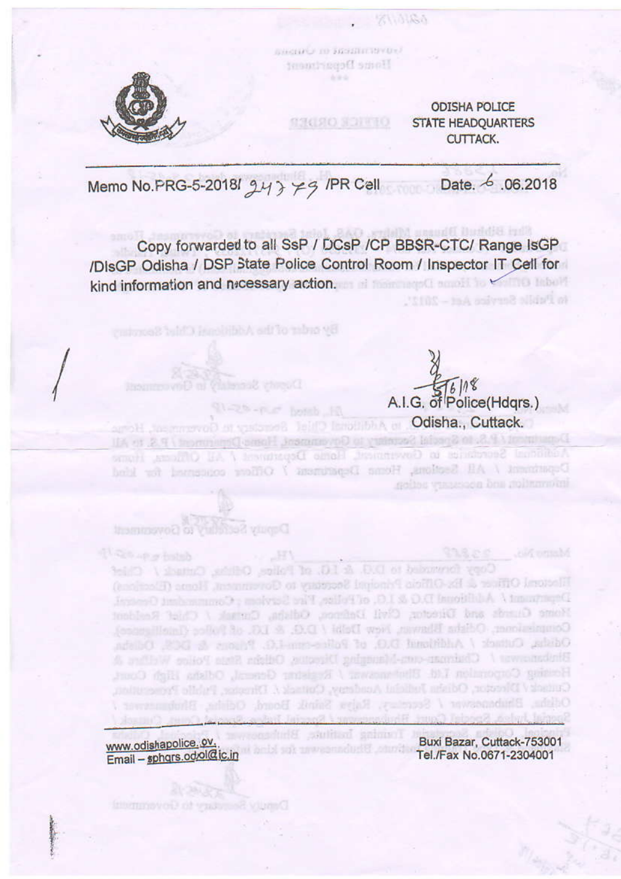ODISHA POLICE
STATE HEADQUARTERS
CUTTACK.

Memo No.PRG-5-2018/ 24779 /PR Cell Date. 6 .06.2018

Copy forwarded to all SsP / DCsP /CP BBSR-CTC/ Range IsGP /DIsGP Odisha / DSP State Police Control Room / Inspector IT Cell for kind information and necessary action.

5/6/18

A.I.G. of Police(Hdqrs.)
Odisha., Cuttack.

www.odishapolice.gov.in
Email – sphqrs.od@nic.in

Buxi Bazar, Cuttack-753001
Tel./Fax No.0671-2304001